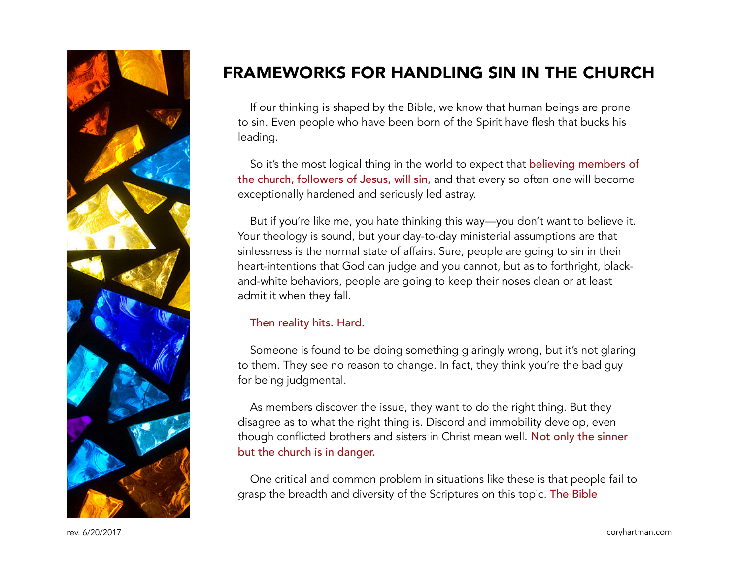# FRAMEWORKS FOR HANDLING SIN IN THE CHURCH

If our thinking is shaped by the Bible, we know that human beings are prone to sin. Even people who have been born of the Spirit have flesh that bucks his leading.

So it's the most logical thing in the world to expect that believing members of the church, followers of Jesus, will sin, and that every so often one will become exceptionally hardened and seriously led astray.

But if you're like me, you hate thinking this way—you don't want to believe it. Your theology is sound, but your day-to-day ministerial assumptions are that sinlessness is the normal state of affairs. Sure, people are going to sin in their heart-intentions that God can judge and you cannot, but as to forthright, black-and-white behaviors, people are going to keep their noses clean or at least admit it when they fall.

Then reality hits. Hard.

Someone is found to be doing something glaringly wrong, but it's not glaring to them. They see no reason to change. In fact, they think you're the bad guy for being judgmental.

As members discover the issue, they want to do the right thing. But they disagree as to what the right thing is. Discord and immobility develop, even though conflicted brothers and sisters in Christ mean well. Not only the sinner but the church is in danger.

One critical and common problem in situations like these is that people fail to grasp the breadth and diversity of the Scriptures on this topic. The Bible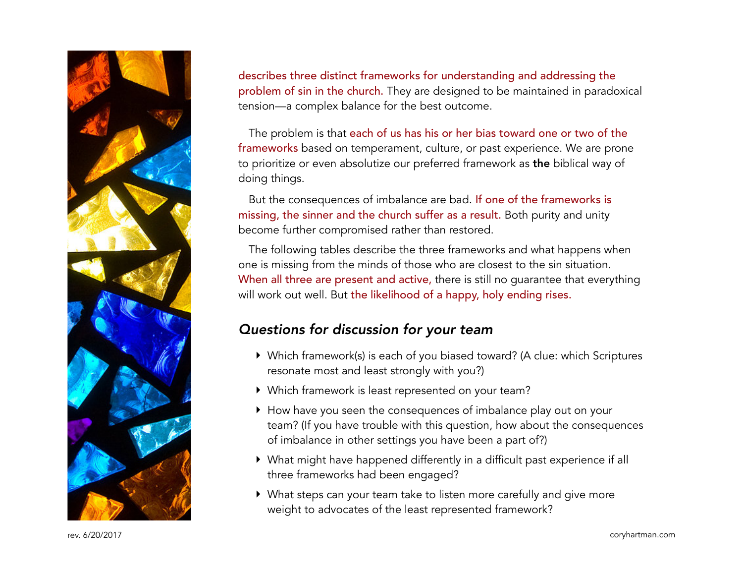describes three distinct frameworks for understanding and addressing the problem of sin in the church. They are designed to be maintained in paradoxical tension—a complex balance for the best outcome.

The problem is that each of us has his or her bias toward one or two of the frameworks based on temperament, culture, or past experience. We are prone to prioritize or even absolutize our preferred framework as **the** biblical way of doing things.

But the consequences of imbalance are bad. If one of the frameworks is missing, the sinner and the church suffer as a result. Both purity and unity become further compromised rather than restored.

The following tables describe the three frameworks and what happens when one is missing from the minds of those who are closest to the sin situation. When all three are present and active, there is still no guarantee that everything will work out well. But the likelihood of a happy, holy ending rises.

## *Questions for discussion for your team*

- Which framework(s) is each of you biased toward? (A clue: which Scriptures resonate most and least strongly with you?)
- Which framework is least represented on your team?
- How have you seen the consequences of imbalance play out on your team? (If you have trouble with this question, how about the consequences of imbalance in other settings you have been a part of?)
- What might have happened differently in a difficult past experience if all three frameworks had been engaged?
- What steps can your team take to listen more carefully and give more weight to advocates of the least represented framework?

rev. 6/20/2017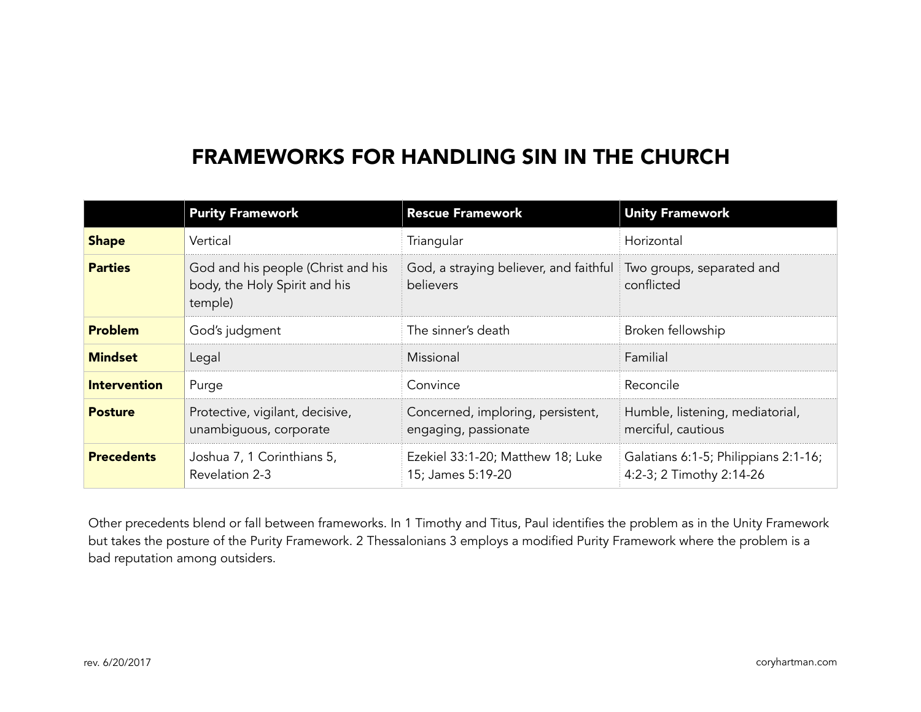# FRAMEWORKS FOR HANDLING SIN IN THE CHURCH

| | **Purity Framework** | **Rescue Framework** | **Unity Framework** |
|---|---|---|---|
| **Shape** | Vertical | Triangular | Horizontal |
| **Parties** | God and his people (Christ and his body, the Holy Spirit and his temple) | God, a straying believer, and faithful believers | Two groups, separated and conflicted |
| **Problem** | God's judgment | The sinner's death | Broken fellowship |
| **Mindset** | Legal | Missional | Familial |
| **Intervention** | Purge | Convince | Reconcile |
| **Posture** | Protective, vigilant, decisive, unambiguous, corporate | Concerned, imploring, persistent, engaging, passionate | Humble, listening, mediatorial, merciful, cautious |
| **Precedents** | Joshua 7, 1 Corinthians 5, Revelation 2-3 | Ezekiel 33:1-20; Matthew 18; Luke 15; James 5:19-20 | Galatians 6:1-5; Philippians 2:1-16; 4:2-3; 2 Timothy 2:14-26 |

Other precedents blend or fall between frameworks. In 1 Timothy and Titus, Paul identifies the problem as in the Unity Framework but takes the posture of the Purity Framework. 2 Thessalonians 3 employs a modified Purity Framework where the problem is a bad reputation among outsiders.

rev. 6/20/2017

coryhartman.com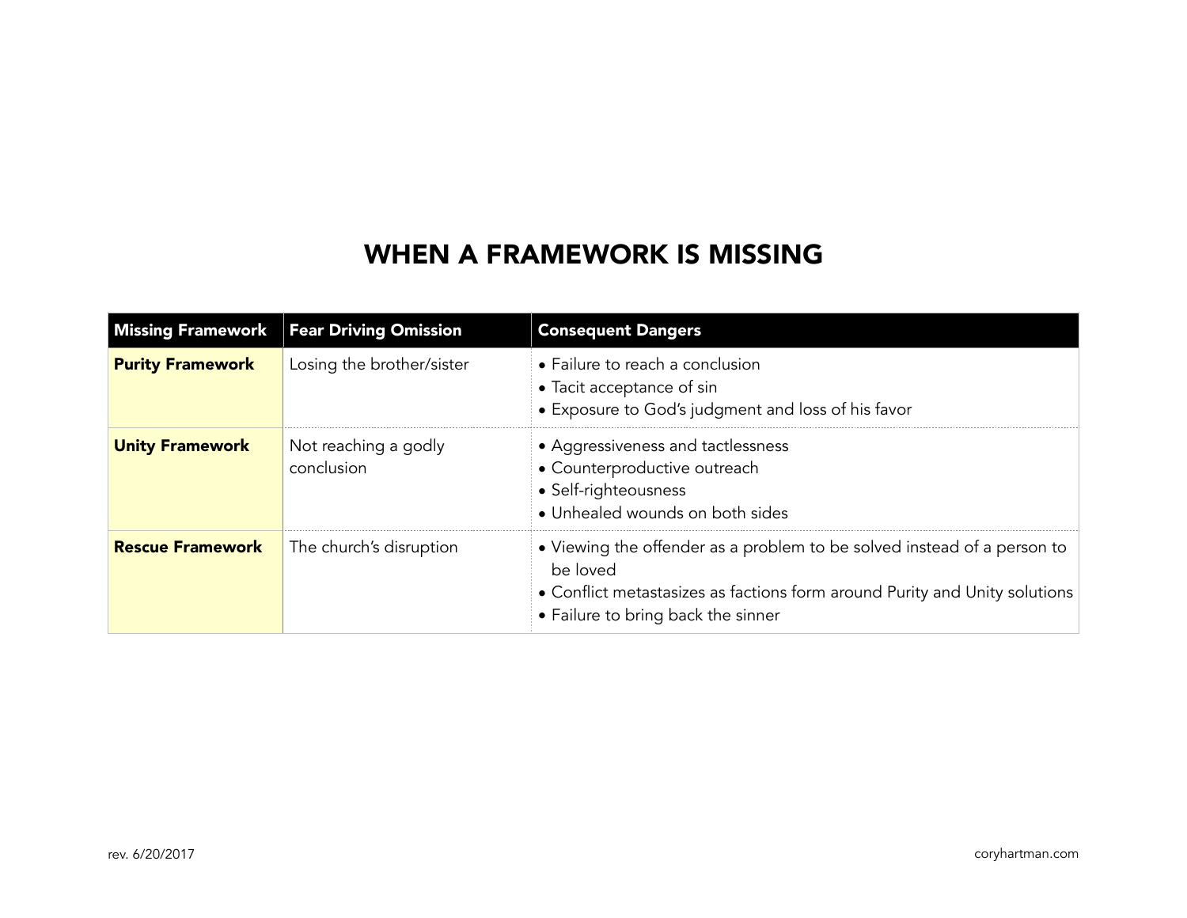# WHEN A FRAMEWORK IS MISSING

| Missing Framework | Fear Driving Omission | Consequent Dangers |
|---|---|---|
| **Purity Framework** | Losing the brother/sister | • Failure to reach a conclusion<br>• Tacit acceptance of sin<br>• Exposure to God's judgment and loss of his favor |
| **Unity Framework** | Not reaching a godly conclusion | • Aggressiveness and tactlessness<br>• Counterproductive outreach<br>• Self-righteousness<br>• Unhealed wounds on both sides |
| **Rescue Framework** | The church's disruption | • Viewing the offender as a problem to be solved instead of a person to be loved<br>• Conflict metastasizes as factions form around Purity and Unity solutions<br>• Failure to bring back the sinner |

rev. 6/20/2017

coryhartman.com